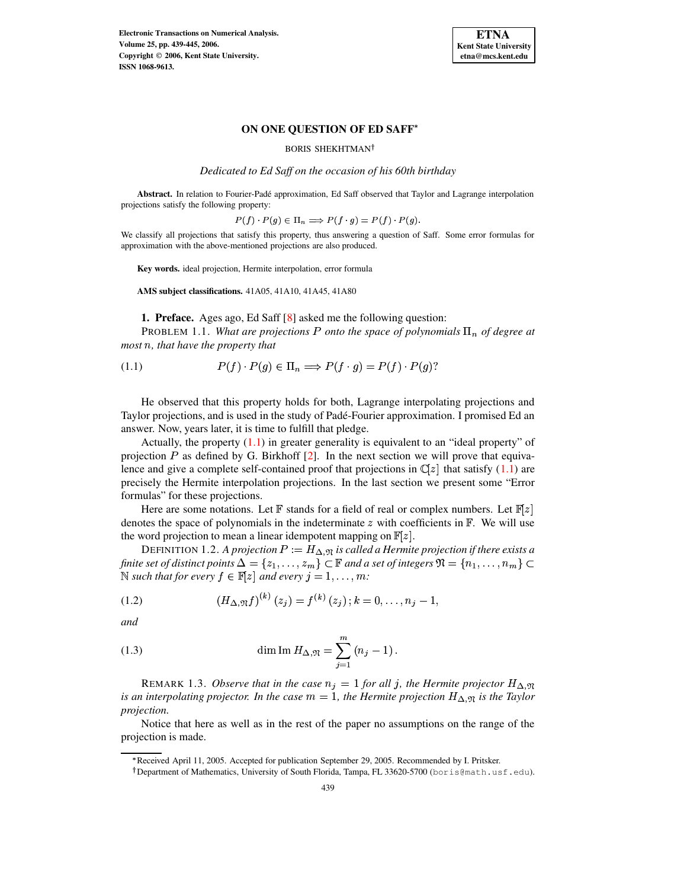# ON ONE QUESTION OF ED SAFF*

BORIS SHEKHTMAN†

*Dedicated to Ed Saff on the occasion of his 60th birthday*

**Abstract.** In relation to Fourier-Padé approximation, Ed Saff observed that Taylor and Lagrange interpolation projections satisfy the following property:

$$P(f) \cdot P(g) \in \Pi_n \Longrightarrow P(f \cdot g) = P(f) \cdot P(g).$$

We classify all projections that satisfy this property, thus answering a question of Saff. Some error formulas for approximation with the above-mentioned projections are also produced.

**Key words.** ideal projection, Hermite interpolation, error formula

**AMS subject classifications.** 41A05, 41A10, 41A45, 41A80

## 1. Preface.

Ages ago, Ed Saff [8] asked me the following question:

PROBLEM 1.1. *What are projections $P$ onto the space of polynomials $\Pi_n$ of degree at most $n$, that have the property that*

$$P(f) \cdot P(g) \in \Pi_n \Longrightarrow P(f \cdot g) = P(f) \cdot P(g)? \tag{1.1}$$

He observed that this property holds for both, Lagrange interpolating projections and Taylor projections, and is used in the study of Padé-Fourier approximation. I promised Ed an answer. Now, years later, it is time to fulfill that pledge.

Actually, the property (1.1) in greater generality is equivalent to an "ideal property" of projection $P$ as defined by G. Birkhoff [2]. In the next section we will prove that equivalence and give a complete self-contained proof that projections in $\mathbb{C}[z]$ that satisfy (1.1) are precisely the Hermite interpolation projections. In the last section we present some "Error formulas" for these projections.

Here are some notations. Let $\mathbb{F}$ stands for a field of real or complex numbers. Let $\mathbb{F}[z]$ denotes the space of polynomials in the indeterminate $z$ with coefficients in $\mathbb{F}$. We will use the word projection to mean a linear idempotent mapping on $\mathbb{F}[z]$.

DEFINITION 1.2. *A projection $P := H_{\Delta,\mathfrak{N}}$ is called a Hermite projection if there exists a finite set of distinct points $\Delta = \{z_1, \ldots, z_m\} \subset \mathbb{F}$ and a set of integers $\mathfrak{N} = \{n_1, \ldots, n_m\} \subset \mathbb{N}$ such that for every $f \in \mathbb{F}[z]$ and every $j = 1, \ldots, m$:*

$$\left(H_{\Delta,\mathfrak{N}} f\right)^{(k)}(z_j) = f^{(k)}(z_j)\,; k = 0, \ldots, n_j - 1, \tag{1.2}$$

*and*

$$\dim \operatorname{Im} H_{\Delta,\mathfrak{N}} = \sum_{j=1}^{m} (n_j - 1)\,. \tag{1.3}$$

REMARK 1.3. *Observe that in the case $n_j = 1$ for all $j$, the Hermite projector $H_{\Delta,\mathfrak{N}}$ is an interpolating projector. In the case $m = 1$, the Hermite projection $H_{\Delta,\mathfrak{N}}$ is the Taylor projection.*

Notice that here as well as in the rest of the paper no assumptions on the range of the projection is made.

---

*Received April 11, 2005. Accepted for publication September 29, 2005. Recommended by I. Pritsker.

†Department of Mathematics, University of South Florida, Tampa, FL 33620-5700 (boris@math.usf.edu).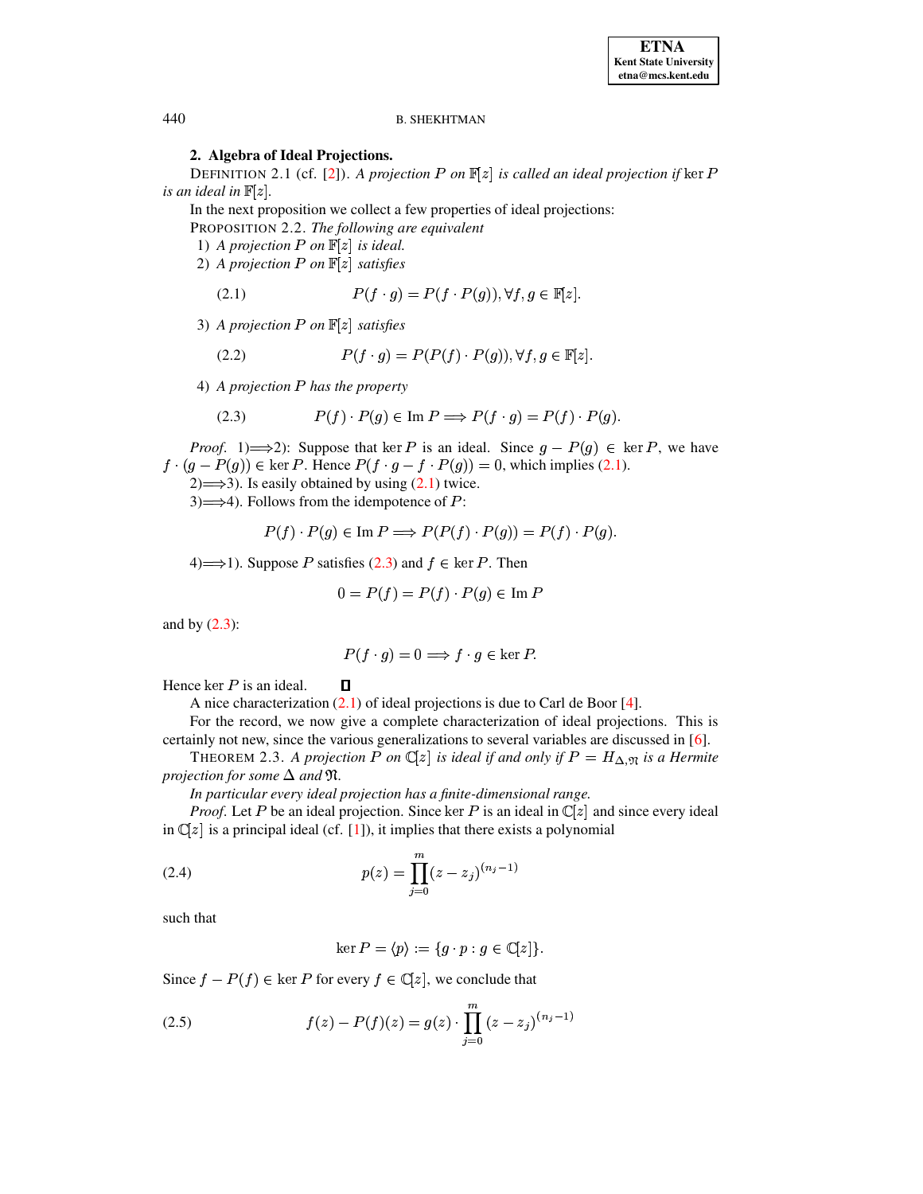## 2. Algebra of Ideal Projections.

DEFINITION 2.1 (cf. [2]). *A projection $P$ on $\mathbb{F}[z]$ is called an ideal projection if* $\ker P$ *is an ideal in* $\mathbb{F}[z]$.

In the next proposition we collect a few properties of ideal projections:

PROPOSITION 2.2. *The following are equivalent*

1) *A projection $P$ on $\mathbb{F}[z]$ is ideal.*
2) *A projection $P$ on $\mathbb{F}[z]$ satisfies*

$$P(f \cdot g) = P(f \cdot P(g)), \forall f, g \in \mathbb{F}[z]. \tag{2.1}$$

3) *A projection $P$ on $\mathbb{F}[z]$ satisfies*

$$P(f \cdot g) = P(P(f) \cdot P(g)), \forall f, g \in \mathbb{F}[z]. \tag{2.2}$$

4) *A projection $P$ has the property*

$$P(f) \cdot P(g) \in \operatorname{Im} P \Longrightarrow P(f \cdot g) = P(f) \cdot P(g). \tag{2.3}$$

*Proof.* 1)$\Longrightarrow$2): Suppose that $\ker P$ is an ideal. Since $g - P(g) \in \ker P$, we have $f \cdot (g - P(g)) \in \ker P$. Hence $P(f \cdot g - f \cdot P(g)) = 0$, which implies (2.1).

2)$\Longrightarrow$3). Is easily obtained by using (2.1) twice.

3)$\Longrightarrow$4). Follows from the idempotence of $P$:

$$P(f) \cdot P(g) \in \operatorname{Im} P \Longrightarrow P(P(f) \cdot P(g)) = P(f) \cdot P(g).$$

4)$\Longrightarrow$1). Suppose $P$ satisfies (2.3) and $f \in \ker P$. Then

$$0 = P(f) = P(f) \cdot P(g) \in \operatorname{Im} P$$

and by (2.3):

$$P(f \cdot g) = 0 \Longrightarrow f \cdot g \in \ker P.$$

Hence $\ker P$ is an ideal. ∎

A nice characterization (2.1) of ideal projections is due to Carl de Boor [4].

For the record, we now give a complete characterization of ideal projections. This is certainly not new, since the various generalizations to several variables are discussed in [6].

THEOREM 2.3. *A projection $P$ on $\mathbb{C}[z]$ is ideal if and only if $P = H_{\Delta,\mathfrak{N}}$ is a Hermite projection for some $\Delta$ and $\mathfrak{N}$.*

*In particular every ideal projection has a finite-dimensional range.*

*Proof.* Let $P$ be an ideal projection. Since $\ker P$ is an ideal in $\mathbb{C}[z]$ and since every ideal in $\mathbb{C}[z]$ is a principal ideal (cf. [1]), it implies that there exists a polynomial

$$p(z) = \prod_{j=0}^{m} (z - z_j)^{(n_j - 1)} \tag{2.4}$$

such that

$$\ker P = \langle p \rangle := \{g \cdot p : g \in \mathbb{C}[z]\}.$$

Since $f - P(f) \in \ker P$ for every $f \in \mathbb{C}[z]$, we conclude that

$$f(z) - P(f)(z) = g(z) \cdot \prod_{j=0}^{m} (z - z_j)^{(n_j - 1)} \tag{2.5}$$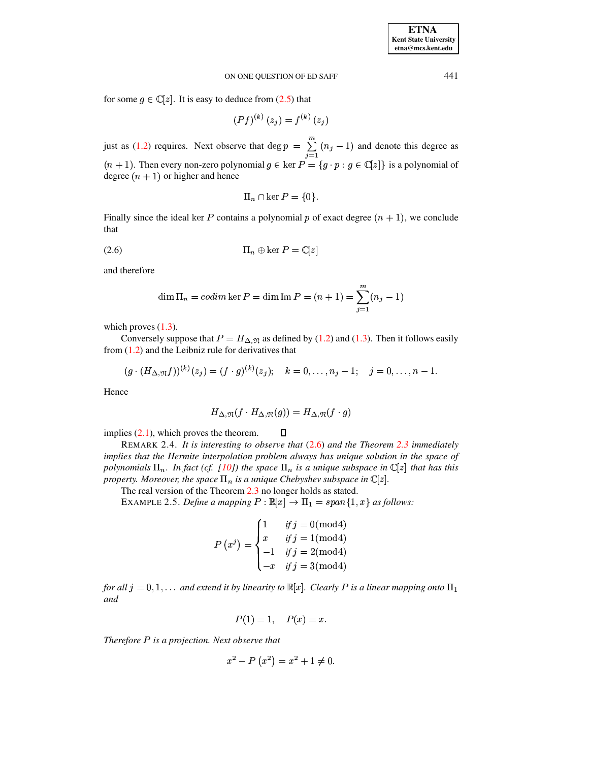for some $g \in \mathbb{C}[z]$. It is easy to deduce from (2.5) that

$$(Pf)^{(k)}(z_j) = f^{(k)}(z_j)$$

just as (1.2) requires. Next observe that $\deg p = \sum_{j=1}^{m}(n_j - 1)$ and denote this degree as $(n+1)$. Then every non-zero polynomial $g \in \ker P = \{g \cdot p : g \in \mathbb{C}[z]\}$ is a polynomial of degree $(n+1)$ or higher and hence

$$\Pi_n \cap \ker P = \{0\}.$$

Finally since the ideal $\ker P$ contains a polynomial $p$ of exact degree $(n+1)$, we conclude that

$$\Pi_n \oplus \ker P = \mathbb{C}[z] \tag{2.6}$$

and therefore

$$\dim \Pi_n = codim \ker P = \dim \operatorname{Im} P = (n+1) = \sum_{j=1}^{m}(n_j - 1)$$

which proves (1.3).

Conversely suppose that $P = H_{\Delta,\mathfrak{N}}$ as defined by (1.2) and (1.3). Then it follows easily from (1.2) and the Leibniz rule for derivatives that

$$(g \cdot (H_{\Delta,\mathfrak{N}}f))^{(k)}(z_j) = (f \cdot g)^{(k)}(z_j); \quad k = 0, \dots, n_j - 1; \quad j = 0, \dots, n-1.$$

Hence

$$H_{\Delta,\mathfrak{N}}(f \cdot H_{\Delta,\mathfrak{N}}(g)) = H_{\Delta,\mathfrak{N}}(f \cdot g)$$

implies (2.1), which proves the theorem. □

REMARK 2.4. *It is interesting to observe that (2.6) and the Theorem 2.3 immediately implies that the Hermite interpolation problem always has unique solution in the space of polynomials $\Pi_n$. In fact (cf. [10]) the space $\Pi_n$ is a unique subspace in $\mathbb{C}[z]$ that has this property. Moreover, the space $\Pi_n$ is a unique Chebyshev subspace in $\mathbb{C}[z]$.*

The real version of the Theorem 2.3 no longer holds as stated.

EXAMPLE 2.5. *Define a mapping $P : \mathbb{R}[x] \to \Pi_1 = span\{1, x\}$ as follows:*

$$P(x^j) = \begin{cases} 1 & \text{if } j = 0(\text{mod} 4) \\ x & \text{if } j = 1(\text{mod} 4) \\ -1 & \text{if } j = 2(\text{mod} 4) \\ -x & \text{if } j = 3(\text{mod} 4) \end{cases}$$

*for all $j = 0, 1, \dots$ and extend it by linearity to $\mathbb{R}[x]$. Clearly $P$ is a linear mapping onto $\Pi_1$ and*

$$P(1) = 1, \quad P(x) = x.$$

*Therefore $P$ is a projection. Next observe that*

$$x^2 - P(x^2) = x^2 + 1 \neq 0.$$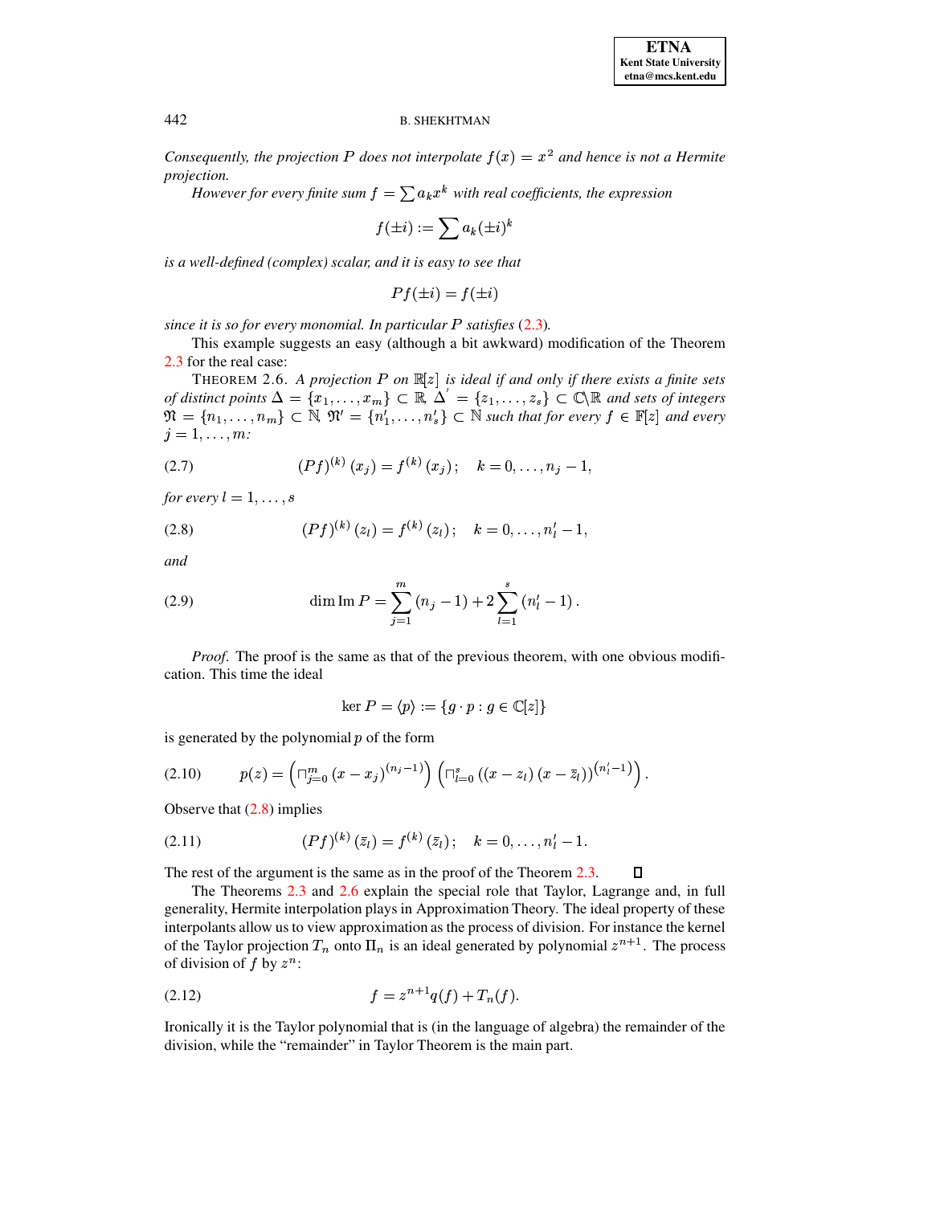*Consequently, the projection $P$ does not interpolate $f(x) = x^2$ and hence is not a Hermite projection.*

*However for every finite sum $f = \sum a_k x^k$ with real coefficients, the expression*

$$f(\pm i) := \sum a_k (\pm i)^k$$

*is a well-defined (complex) scalar, and it is easy to see that*

$$Pf(\pm i) = f(\pm i)$$

*since it is so for every monomial. In particular $P$ satisfies (2.3).*

This example suggests an easy (although a bit awkward) modification of the Theorem 2.3 for the real case:

THEOREM 2.6. *A projection $P$ on $\mathbb{R}[z]$ is ideal if and only if there exists a finite sets of distinct points $\Delta = \{x_1, \ldots, x_m\} \subset \mathbb{R}$, $\Delta^{'} = \{z_1, \ldots, z_s\} \subset \mathbb{C}\backslash\mathbb{R}$ and sets of integers $\mathfrak{N} = \{n_1, \ldots, n_m\} \subset \mathbb{N}$, $\mathfrak{N}' = \{n_1', \ldots, n_s'\} \subset \mathbb{N}$ such that for every $f \in \mathbb{F}[z]$ and every $j = 1, \ldots, m$:*

$$(Pf)^{(k)}(x_j) = f^{(k)}(x_j); \quad k = 0, \ldots, n_j - 1, \tag{2.7}$$

*for every $l = 1, \ldots, s$*

$$(Pf)^{(k)}(z_l) = f^{(k)}(z_l); \quad k = 0, \ldots, n_l' - 1, \tag{2.8}$$

*and*

$$\dim \operatorname{Im} P = \sum_{j=1}^{m} (n_j - 1) + 2\sum_{l=1}^{s} (n_l' - 1). \tag{2.9}$$

*Proof*. The proof is the same as that of the previous theorem, with one obvious modification. This time the ideal

$$\ker P = \langle p \rangle := \{g \cdot p : g \in \mathbb{C}[z]\}$$

is generated by the polynomial $p$ of the form

$$p(z) = \left(\sqcap_{j=0}^{m} (x - x_j)^{(n_j - 1)}\right)\left(\sqcap_{l=0}^{s} \left((x - z_l)(x - \bar{z}_l)\right)^{(n_l' - 1)}\right). \tag{2.10}$$

Observe that (2.8) implies

$$(Pf)^{(k)}(\bar{z}_l) = f^{(k)}(\bar{z}_l); \quad k = 0, \ldots, n_l' - 1. \tag{2.11}$$

The rest of the argument is the same as in the proof of the Theorem 2.3. ☐

The Theorems 2.3 and 2.6 explain the special role that Taylor, Lagrange and, in full generality, Hermite interpolation plays in Approximation Theory. The ideal property of these interpolants allow us to view approximation as the process of division. For instance the kernel of the Taylor projection $T_n$ onto $\Pi_n$ is an ideal generated by polynomial $z^{n+1}$. The process of division of $f$ by $z^n$:

$$f = z^{n+1} q(f) + T_n(f). \tag{2.12}$$

Ironically it is the Taylor polynomial that is (in the language of algebra) the remainder of the division, while the "remainder" in Taylor Theorem is the main part.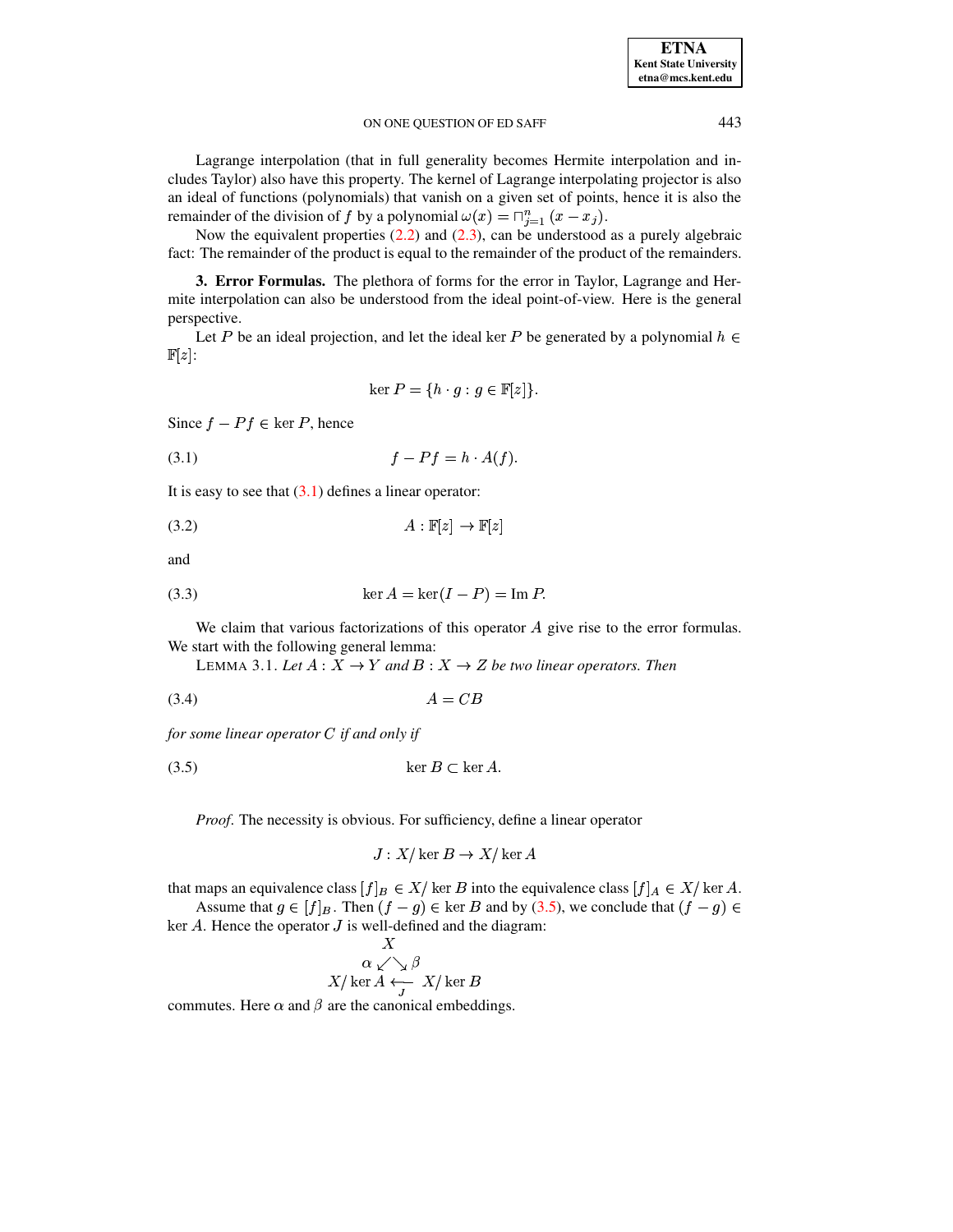Lagrange interpolation (that in full generality becomes Hermite interpolation and includes Taylor) also have this property. The kernel of Lagrange interpolating projector is also an ideal of functions (polynomials) that vanish on a given set of points, hence it is also the remainder of the division of $f$ by a polynomial $\omega(x) = \sqcap_{j=1}^{n} (x - x_j)$.

Now the equivalent properties (2.2) and (2.3), can be understood as a purely algebraic fact: The remainder of the product is equal to the remainder of the product of the remainders.

**3. Error Formulas.** The plethora of forms for the error in Taylor, Lagrange and Hermite interpolation can also be understood from the ideal point-of-view. Here is the general perspective.

Let $P$ be an ideal projection, and let the ideal $\ker P$ be generated by a polynomial $h \in \mathbb{F}[z]$:

$$\ker P = \{h \cdot g : g \in \mathbb{F}[z]\}.$$

Since $f - Pf \in \ker P$, hence

$$f - Pf = h \cdot A(f). \tag{3.1}$$

It is easy to see that (3.1) defines a linear operator:

$$A : \mathbb{F}[z] \to \mathbb{F}[z] \tag{3.2}$$

and

$$\ker A = \ker(I - P) = \operatorname{Im} P. \tag{3.3}$$

We claim that various factorizations of this operator $A$ give rise to the error formulas. We start with the following general lemma:

LEMMA 3.1. *Let $A : X \to Y$ and $B : X \to Z$ be two linear operators. Then*

$$A = CB \tag{3.4}$$

*for some linear operator $C$ if and only if*

$$\ker B \subset \ker A. \tag{3.5}$$

*Proof.* The necessity is obvious. For sufficiency, define a linear operator

$$J : X/\ker B \to X/\ker A$$

that maps an equivalence class $[f]_B \in X/\ker B$ into the equivalence class $[f]_A \in X/\ker A$.

Assume that $g \in [f]_B$. Then $(f - g) \in \ker B$ and by (3.5), we conclude that $(f - g) \in \ker A$. Hence the operator $J$ is well-defined and the diagram:

$$\begin{array}{ccc} & X & \\ \alpha \swarrow & & \searrow \beta \\ X/\ker A & \underset{J}{\longleftarrow} & X/\ker B \end{array}$$

commutes. Here $\alpha$ and $\beta$ are the canonical embeddings.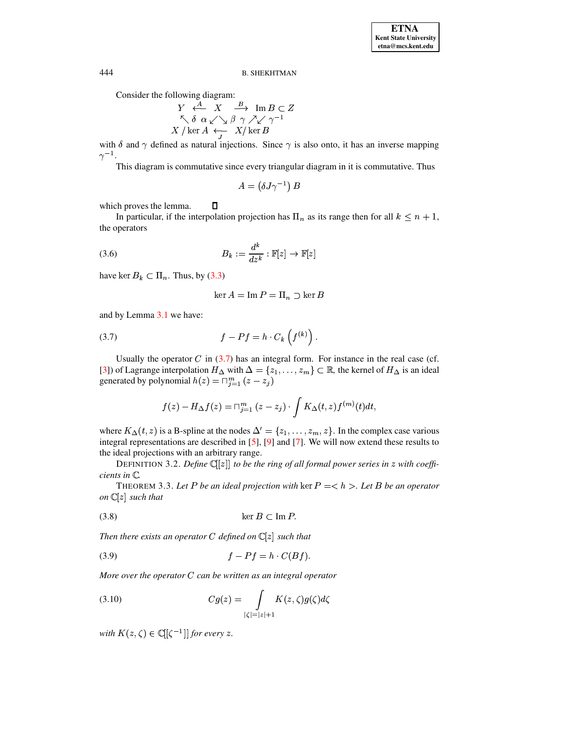Consider the following diagram:

$$
\begin{array}{ccccc}
Y & \xleftarrow{A} & X & \xrightarrow{B} & \operatorname{Im} B \subset Z \\
\nwarrow \delta & \alpha \swarrow & \searrow \beta & \gamma \nearrow\swarrow & \gamma^{-1} \\
X \,/\ker A & \underset{J}{\longleftarrow} & X/\ker B & &
\end{array}
$$

with $\delta$ and $\gamma$ defined as natural injections. Since $\gamma$ is also onto, it has an inverse mapping $\gamma^{-1}$.

This diagram is commutative since every triangular diagram in it is commutative. Thus

$$
A = \left(\delta J \gamma^{-1}\right) B
$$

which proves the lemma. $\square$

In particular, if the interpolation projection has $\Pi_n$ as its range then for all $k \leq n+1$, the operators

$$
B_k := \frac{d^k}{dz^k} : \mathbb{F}[z] \to \mathbb{F}[z] \tag{3.6}
$$

have $\ker B_k \subset \Pi_n$. Thus, by (3.3)

$$
\ker A = \operatorname{Im} P = \Pi_n \supset \ker B
$$

and by Lemma 3.1 we have:

$$
f - Pf = h \cdot C_k\left(f^{(k)}\right). \tag{3.7}
$$

Usually the operator $C$ in (3.7) has an integral form. For instance in the real case (cf. [3]) of Lagrange interpolation $H_\Delta$ with $\Delta = \{z_1, \ldots, z_m\} \subset \mathbb{R}$, the kernel of $H_\Delta$ is an ideal generated by polynomial $h(z) = \sqcap_{j=1}^{m}(z - z_j)$

$$
f(z) - H_\Delta f(z) = \sqcap_{j=1}^{m}(z - z_j) \cdot \int K_\Delta(t, z) f^{(m)}(t) dt,
$$

where $K_\Delta(t, z)$ is a B-spline at the nodes $\Delta' = \{z_1, \ldots, z_m, z\}$. In the complex case various integral representations are described in [5], [9] and [7]. We will now extend these results to the ideal projections with an arbitrary range.

DEFINITION 3.2. *Define $\mathbb{C}[[z]]$ to be the ring of all formal power series in $z$ with coefficients in $\mathbb{C}$.*

THEOREM 3.3. *Let $P$ be an ideal projection with $\ker P = < h >$. Let $B$ be an operator on $\mathbb{C}[z]$ such that*

$$
\ker B \subset \operatorname{Im} P. \tag{3.8}
$$

*Then there exists an operator $C$ defined on $\mathbb{C}[z]$ such that*

$$
f - Pf = h \cdot C(Bf). \tag{3.9}
$$

*More over the operator $C$ can be written as an integral operator*

$$
Cg(z) = \int\limits_{|\zeta| = |z|+1} K(z, \zeta) g(\zeta) d\zeta \tag{3.10}
$$

*with $K(z, \zeta) \in \mathbb{C}[[\zeta^{-1}]]$ for every $z$.*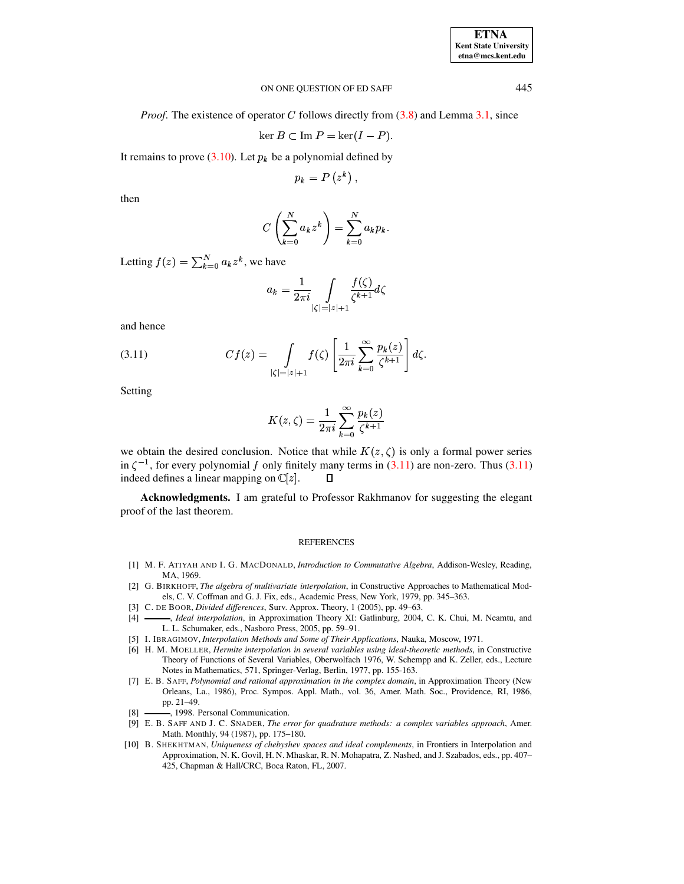*Proof*. The existence of operator $C$ follows directly from (3.8) and Lemma 3.1, since

$$\ker B \subset \operatorname{Im} P = \ker(I - P).$$

It remains to prove (3.10). Let $p_k$ be a polynomial defined by

$$p_k = P\left(z^k\right),$$

then

$$C\left(\sum_{k=0}^{N} a_k z^k\right) = \sum_{k=0}^{N} a_k p_k.$$

Letting $f(z) = \sum_{k=0}^{N} a_k z^k$, we have

$$a_k = \frac{1}{2\pi i} \int\limits_{|\zeta|=|z|+1} \frac{f(\zeta)}{\zeta^{k+1}} d\zeta$$

and hence

$$Cf(z) = \int\limits_{|\zeta|=|z|+1} f(\zeta)\left[\frac{1}{2\pi i}\sum_{k=0}^{\infty}\frac{p_k(z)}{\zeta^{k+1}}\right] d\zeta. \tag{3.11}$$

Setting

$$K(z,\zeta) = \frac{1}{2\pi i}\sum_{k=0}^{\infty}\frac{p_k(z)}{\zeta^{k+1}}$$

we obtain the desired conclusion. Notice that while $K(z,\zeta)$ is only a formal power series in $\zeta^{-1}$, for every polynomial $f$ only finitely many terms in (3.11) are non-zero. Thus (3.11) indeed defines a linear mapping on $\mathbb{C}[z]$. $\square$

**Acknowledgments.** I am grateful to Professor Rakhmanov for suggesting the elegant proof of the last theorem.

## REFERENCES

[1] M. F. Atiyah and I. G. MacDonald, *Introduction to Commutative Algebra*, Addison-Wesley, Reading, MA, 1969.

[2] G. Birkhoff, *The algebra of multivariate interpolation*, in Constructive Approaches to Mathematical Models, C. V. Coffman and G. J. Fix, eds., Academic Press, New York, 1979, pp. 345–363.

[3] C. de Boor, *Divided differences*, Surv. Approx. Theory, 1 (2005), pp. 49–63.

[4] ———, *Ideal interpolation*, in Approximation Theory XI: Gatlinburg, 2004, C. K. Chui, M. Neamtu, and L. L. Schumaker, eds., Nasboro Press, 2005, pp. 59–91.

[5] I. Ibragimov, *Interpolation Methods and Some of Their Applications*, Nauka, Moscow, 1971.

[6] H. M. Moeller, *Hermite interpolation in several variables using ideal-theoretic methods*, in Constructive Theory of Functions of Several Variables, Oberwolfach 1976, W. Schempp and K. Zeller, eds., Lecture Notes in Mathematics, 571, Springer-Verlag, Berlin, 1977, pp. 155-163.

[7] E. B. Saff, *Polynomial and rational approximation in the complex domain*, in Approximation Theory (New Orleans, La., 1986), Proc. Sympos. Appl. Math., vol. 36, Amer. Math. Soc., Providence, RI, 1986, pp. 21–49.

[8] ———, 1998. Personal Communication.

[9] E. B. Saff and J. C. Snader, *The error for quadrature methods: a complex variables approach*, Amer. Math. Monthly, 94 (1987), pp. 175–180.

[10] B. Shekhtman, *Uniqueness of chebyshev spaces and ideal complements*, in Frontiers in Interpolation and Approximation, N. K. Govil, H. N. Mhaskar, R. N. Mohapatra, Z. Nashed, and J. Szabados, eds., pp. 407–425, Chapman & Hall/CRC, Boca Raton, FL, 2007.